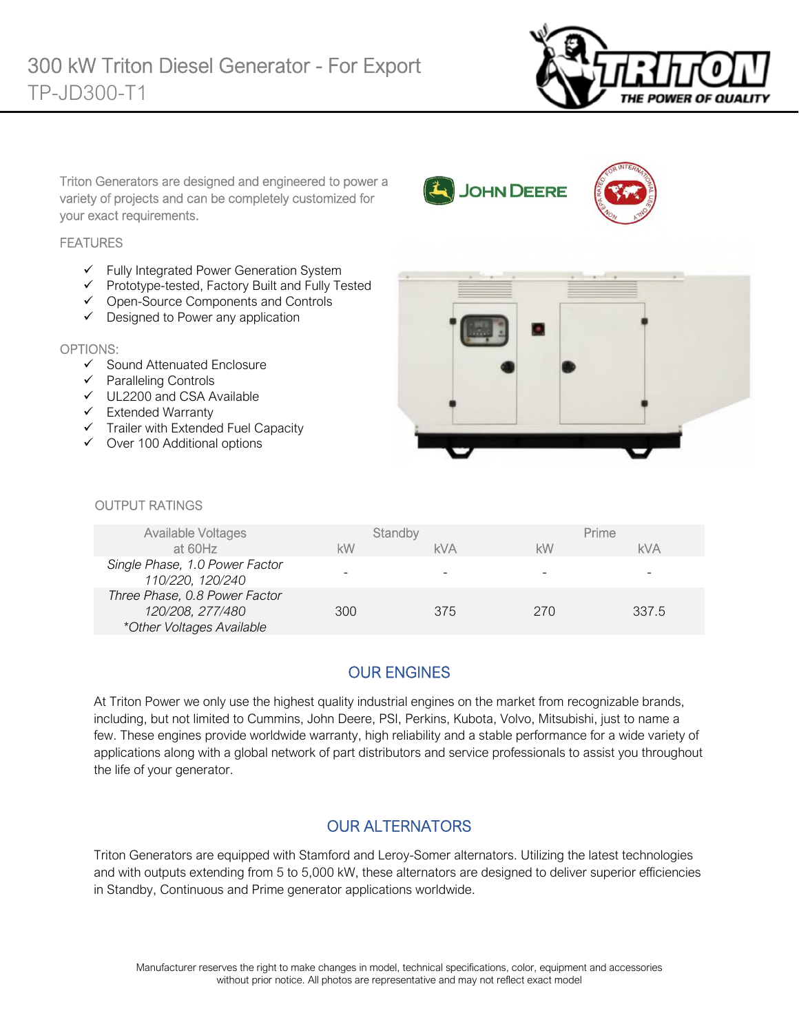# 300 kW Triton Diesel Generator - For Export

TP-JD300-T1

Triton Generators are designed and engineered to power a variety of projects and can be completely customized for your exact requirements.

## FEATURES

- ✓ Fully Integrated Power Generation System
- ✓ Prototype-tested, Factory Built and Fully Tested
- ✓ Open-Source Components and Controls
- ✓ Designed to Power any application

## OPTIONS:

- ✓ Sound Attenuated Enclosure
- ✓ Paralleling Controls
- ✓ UL2200 and CSA Available
- ✓ Extended Warranty
- ✓ Trailer with Extended Fuel Capacity
- ✓ Over 100 Additional options

## OUTPUT RATINGS

| Available Voltages at 60Hz | Standby | | Prime | |
|---|---|---|---|---|
| | kW | kVA | kW | kVA |
| *Single Phase, 1.0 Power Factor 110/220, 120/240* | - | - | - | - |
| *Three Phase, 0.8 Power Factor 120/208, 277/480 \*Other Voltages Available* | 300 | 375 | 270 | 337.5 |

## OUR ENGINES

At Triton Power we only use the highest quality industrial engines on the market from recognizable brands, including, but not limited to Cummins, John Deere, PSI, Perkins, Kubota, Volvo, Mitsubishi, just to name a few. These engines provide worldwide warranty, high reliability and a stable performance for a wide variety of applications along with a global network of part distributors and service professionals to assist you throughout the life of your generator.

## OUR ALTERNATORS

Triton Generators are equipped with Stamford and Leroy-Somer alternators. Utilizing the latest technologies and with outputs extending from 5 to 5,000 kW, these alternators are designed to deliver superior efficiencies in Standby, Continuous and Prime generator applications worldwide.

Manufacturer reserves the right to make changes in model, technical specifications, color, equipment and accessories without prior notice. All photos are representative and may not reflect exact model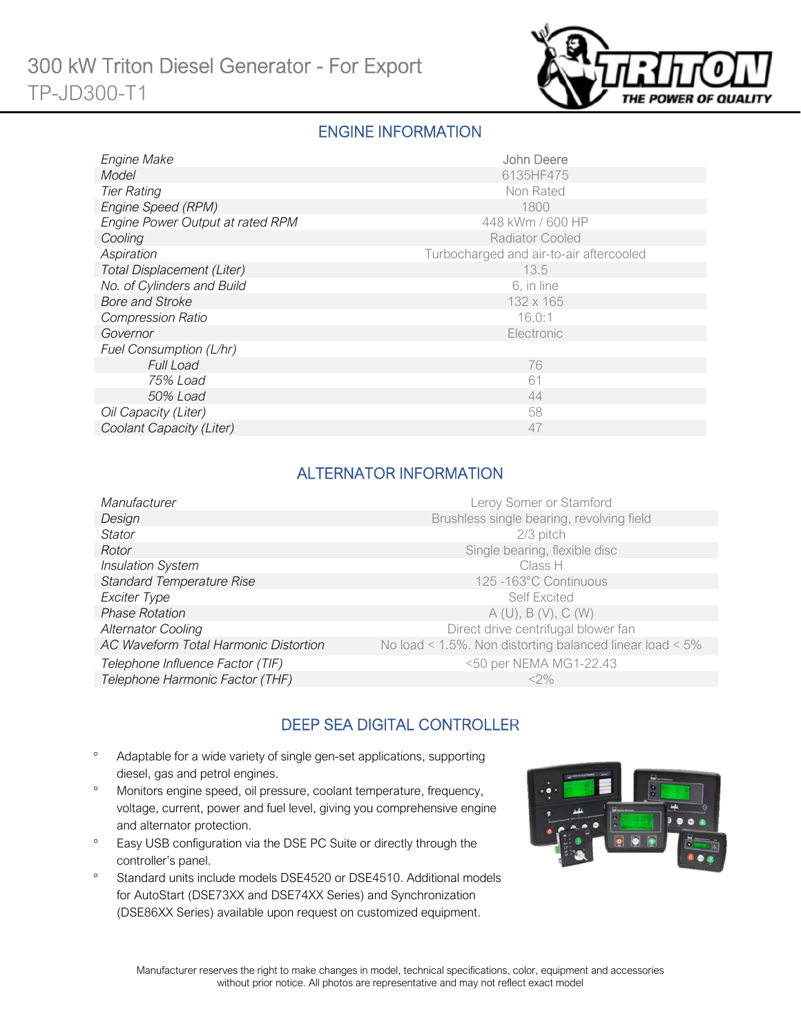# 300 kW Triton Diesel Generator - For Export
TP-JD300-T1

## ENGINE INFORMATION

| | |
|---|---|
| *Engine Make* | John Deere |
| *Model* | 6135HF475 |
| *Tier Rating* | Non Rated |
| *Engine Speed (RPM)* | 1800 |
| *Engine Power Output at rated RPM* | 448 kWm / 600 HP |
| *Cooling* | Radiator Cooled |
| *Aspiration* | Turbocharged and air-to-air aftercooled |
| *Total Displacement (Liter)* | 13.5 |
| *No. of Cylinders and Build* | 6, in line |
| *Bore and Stroke* | 132 x 165 |
| *Compression Ratio* | 16.0:1 |
| *Governor* | Electronic |
| *Fuel Consumption (L/hr)* | |
| *Full Load* | 76 |
| *75% Load* | 61 |
| *50% Load* | 44 |
| *Oil Capacity (Liter)* | 58 |
| *Coolant Capacity (Liter)* | 47 |

## ALTERNATOR INFORMATION

| | |
|---|---|
| *Manufacturer* | Leroy Somer or Stamford |
| *Design* | Brushless single bearing, revolving field |
| *Stator* | 2/3 pitch |
| *Rotor* | Single bearing, flexible disc |
| *Insulation System* | Class H |
| *Standard Temperature Rise* | 125 -163°C Continuous |
| *Exciter Type* | Self Excited |
| *Phase Rotation* | A (U), B (V), C (W) |
| *Alternator Cooling* | Direct drive centrifugal blower fan |
| *AC Waveform Total Harmonic Distortion* | No load < 1.5%. Non distorting balanced linear load < 5% |
| *Telephone Influence Factor (TIF)* | <50 per NEMA MG1-22.43 |
| *Telephone Harmonic Factor (THF)* | <2% |

## DEEP SEA DIGITAL CONTROLLER

- Adaptable for a wide variety of single gen-set applications, supporting diesel, gas and petrol engines.
- Monitors engine speed, oil pressure, coolant temperature, frequency, voltage, current, power and fuel level, giving you comprehensive engine and alternator protection.
- Easy USB configuration via the DSE PC Suite or directly through the controller's panel.
- Standard units include models DSE4520 or DSE4510. Additional models for AutoStart (DSE73XX and DSE74XX Series) and Synchronization (DSE86XX Series) available upon request on customized equipment.

Manufacturer reserves the right to make changes in model, technical specifications, color, equipment and accessories without prior notice. All photos are representative and may not reflect exact model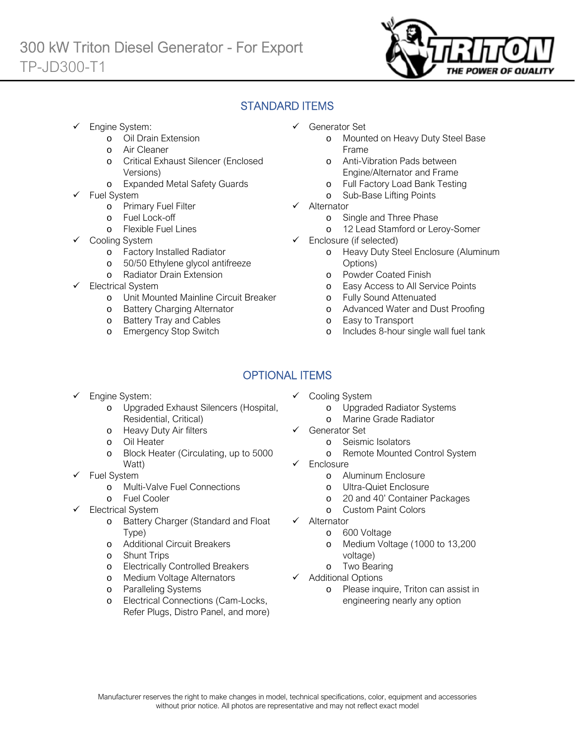# 300 kW Triton Diesel Generator - For Export

TP-JD300-T1

## STANDARD ITEMS

- Engine System:
  - Oil Drain Extension
  - Air Cleaner
  - Critical Exhaust Silencer (Enclosed Versions)
  - Expanded Metal Safety Guards
- Fuel System
  - Primary Fuel Filter
  - Fuel Lock-off
  - Flexible Fuel Lines
- Cooling System
  - Factory Installed Radiator
  - 50/50 Ethylene glycol antifreeze
  - Radiator Drain Extension
- Electrical System
  - Unit Mounted Mainline Circuit Breaker
  - Battery Charging Alternator
  - Battery Tray and Cables
  - Emergency Stop Switch
- Generator Set
  - Mounted on Heavy Duty Steel Base Frame
  - Anti-Vibration Pads between Engine/Alternator and Frame
  - Full Factory Load Bank Testing
  - Sub-Base Lifting Points
- Alternator
  - Single and Three Phase
  - 12 Lead Stamford or Leroy-Somer
- Enclosure (if selected)
  - Heavy Duty Steel Enclosure (Aluminum Options)
  - Powder Coated Finish
  - Easy Access to All Service Points
  - Fully Sound Attenuated
  - Advanced Water and Dust Proofing
  - Easy to Transport
  - Includes 8-hour single wall fuel tank

## OPTIONAL ITEMS

- Engine System:
  - Upgraded Exhaust Silencers (Hospital, Residential, Critical)
  - Heavy Duty Air filters
  - Oil Heater
  - Block Heater (Circulating, up to 5000 Watt)
- Fuel System
  - Multi-Valve Fuel Connections
  - Fuel Cooler
- Electrical System
  - Battery Charger (Standard and Float Type)
  - Additional Circuit Breakers
  - Shunt Trips
  - Electrically Controlled Breakers
  - Medium Voltage Alternators
  - Paralleling Systems
  - Electrical Connections (Cam-Locks, Refer Plugs, Distro Panel, and more)
- Cooling System
  - Upgraded Radiator Systems
  - Marine Grade Radiator
- Generator Set
  - Seismic Isolators
  - Remote Mounted Control System
- Enclosure
  - Aluminum Enclosure
  - Ultra-Quiet Enclosure
  - 20 and 40' Container Packages
  - Custom Paint Colors
- Alternator
  - 600 Voltage
  - Medium Voltage (1000 to 13,200 voltage)
  - Two Bearing
- Additional Options
  - Please inquire, Triton can assist in engineering nearly any option

Manufacturer reserves the right to make changes in model, technical specifications, color, equipment and accessories without prior notice. All photos are representative and may not reflect exact model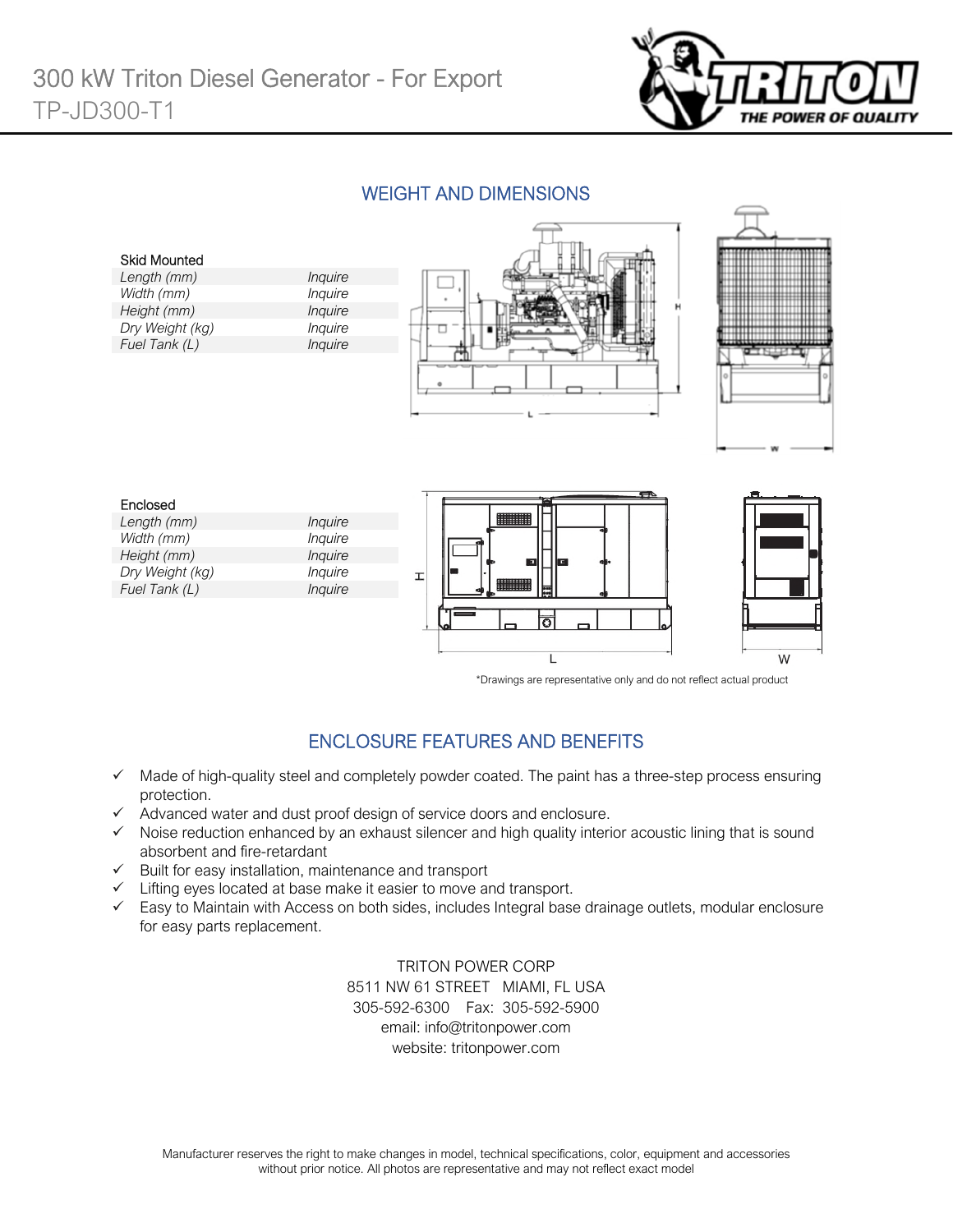# 300 kW Triton Diesel Generator - For Export

TP-JD300-T1

## WEIGHT AND DIMENSIONS

| Skid Mounted | |
|---|---|
| *Length (mm)* | *Inquire* |
| *Width (mm)* | *Inquire* |
| *Height (mm)* | *Inquire* |
| *Dry Weight (kg)* | *Inquire* |
| *Fuel Tank (L)* | *Inquire* |

H

L

W

| Enclosed | |
|---|---|
| *Length (mm)* | *Inquire* |
| *Width (mm)* | *Inquire* |
| *Height (mm)* | *Inquire* |
| *Dry Weight (kg)* | *Inquire* |
| *Fuel Tank (L)* | *Inquire* |

H

L

W

*Drawings are representative only and do not reflect actual product

## ENCLOSURE FEATURES AND BENEFITS

- ✓ Made of high-quality steel and completely powder coated. The paint has a three-step process ensuring protection.
- ✓ Advanced water and dust proof design of service doors and enclosure.
- ✓ Noise reduction enhanced by an exhaust silencer and high quality interior acoustic lining that is sound absorbent and fire-retardant
- ✓ Built for easy installation, maintenance and transport
- ✓ Lifting eyes located at base make it easier to move and transport.
- ✓ Easy to Maintain with Access on both sides, includes Integral base drainage outlets, modular enclosure for easy parts replacement.

TRITON POWER CORP
8511 NW 61 STREET MIAMI, FL USA
305-592-6300 Fax: 305-592-5900
email: info@tritonpower.com
website: tritonpower.com

Manufacturer reserves the right to make changes in model, technical specifications, color, equipment and accessories without prior notice. All photos are representative and may not reflect exact model